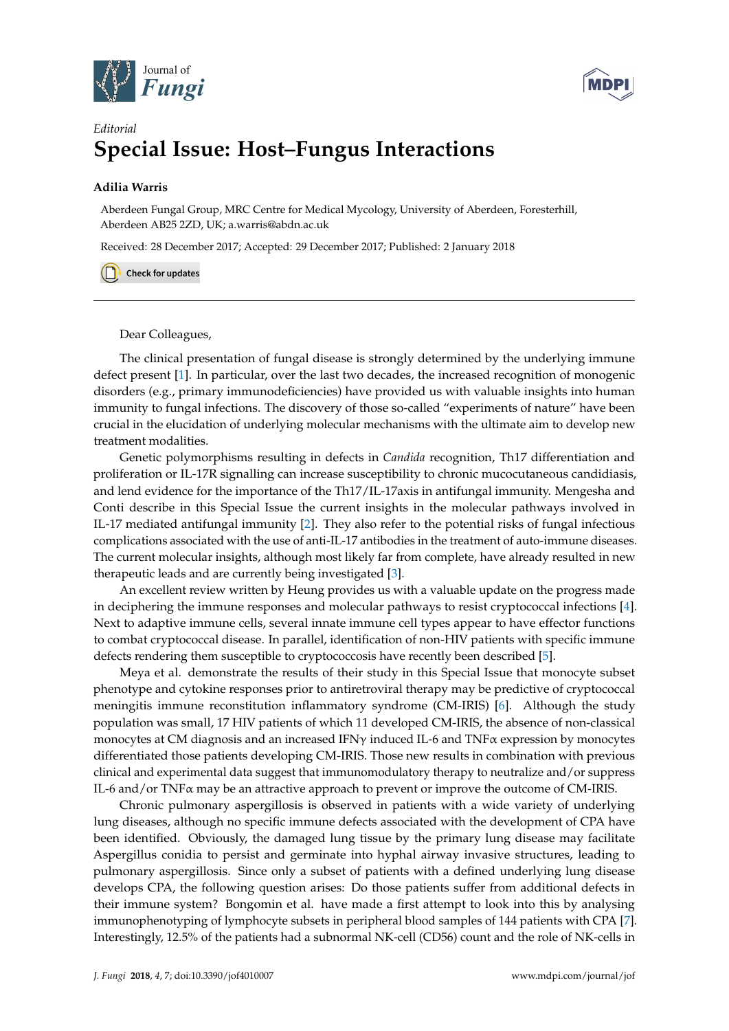*Editorial*

# Special Issue: Host–Fungus Interactions

**Adilia Warris**

Aberdeen Fungal Group, MRC Centre for Medical Mycology, University of Aberdeen, Foresterhill, Aberdeen AB25 2ZD, UK; a.warris@abdn.ac.uk

Received: 28 December 2017; Accepted: 29 December 2017; Published: 2 January 2018

---

Dear Colleagues,

The clinical presentation of fungal disease is strongly determined by the underlying immune defect present [1]. In particular, over the last two decades, the increased recognition of monogenic disorders (e.g., primary immunodeficiencies) have provided us with valuable insights into human immunity to fungal infections. The discovery of those so-called "experiments of nature" have been crucial in the elucidation of underlying molecular mechanisms with the ultimate aim to develop new treatment modalities.

Genetic polymorphisms resulting in defects in *Candida* recognition, Th17 differentiation and proliferation or IL-17R signalling can increase susceptibility to chronic mucocutaneous candidiasis, and lend evidence for the importance of the Th17/IL-17axis in antifungal immunity. Mengesha and Conti describe in this Special Issue the current insights in the molecular pathways involved in IL-17 mediated antifungal immunity [2]. They also refer to the potential risks of fungal infectious complications associated with the use of anti-IL-17 antibodies in the treatment of auto-immune diseases. The current molecular insights, although most likely far from complete, have already resulted in new therapeutic leads and are currently being investigated [3].

An excellent review written by Heung provides us with a valuable update on the progress made in deciphering the immune responses and molecular pathways to resist cryptococcal infections [4]. Next to adaptive immune cells, several innate immune cell types appear to have effector functions to combat cryptococcal disease. In parallel, identification of non-HIV patients with specific immune defects rendering them susceptible to cryptococcosis have recently been described [5].

Meya et al. demonstrate the results of their study in this Special Issue that monocyte subset phenotype and cytokine responses prior to antiretroviral therapy may be predictive of cryptococcal meningitis immune reconstitution inflammatory syndrome (CM-IRIS) [6]. Although the study population was small, 17 HIV patients of which 11 developed CM-IRIS, the absence of non-classical monocytes at CM diagnosis and an increased IFN$\gamma$ induced IL-6 and TNF$\alpha$ expression by monocytes differentiated those patients developing CM-IRIS. Those new results in combination with previous clinical and experimental data suggest that immunomodulatory therapy to neutralize and/or suppress IL-6 and/or TNF$\alpha$ may be an attractive approach to prevent or improve the outcome of CM-IRIS.

Chronic pulmonary aspergillosis is observed in patients with a wide variety of underlying lung diseases, although no specific immune defects associated with the development of CPA have been identified. Obviously, the damaged lung tissue by the primary lung disease may facilitate Aspergillus conidia to persist and germinate into hyphal airway invasive structures, leading to pulmonary aspergillosis. Since only a subset of patients with a defined underlying lung disease develops CPA, the following question arises: Do those patients suffer from additional defects in their immune system? Bongomin et al. have made a first attempt to look into this by analysing immunophenotyping of lymphocyte subsets in peripheral blood samples of 144 patients with CPA [7]. Interestingly, 12.5% of the patients had a subnormal NK-cell (CD56) count and the role of NK-cells in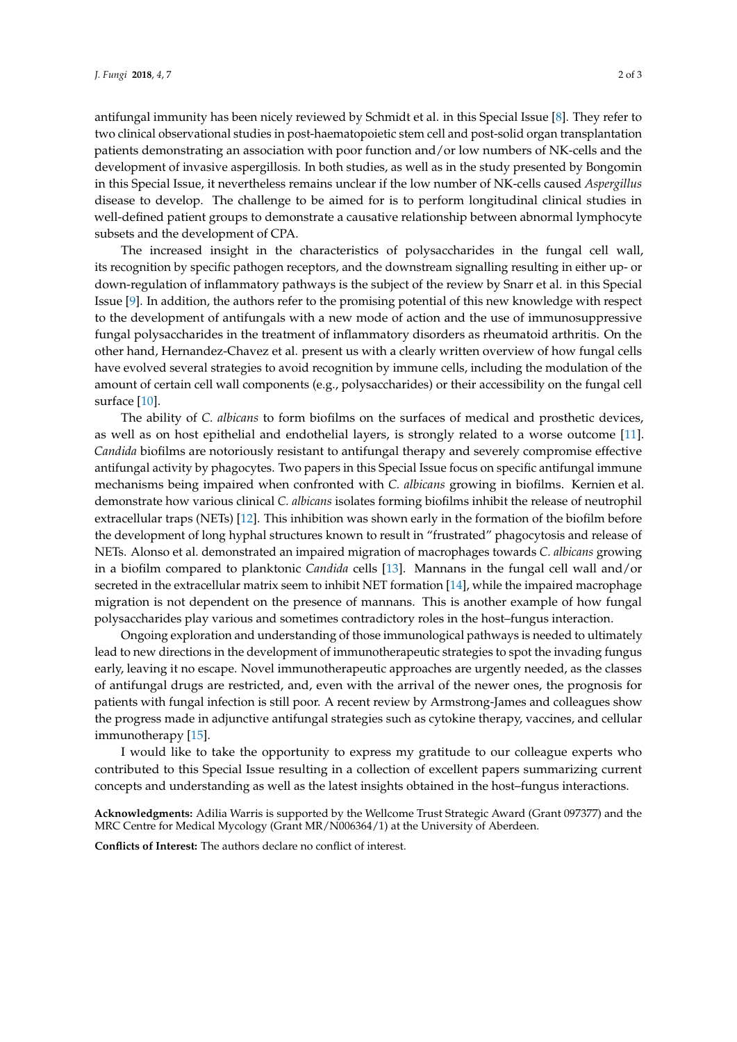antifungal immunity has been nicely reviewed by Schmidt et al. in this Special Issue [8]. They refer to two clinical observational studies in post-haematopoietic stem cell and post-solid organ transplantation patients demonstrating an association with poor function and/or low numbers of NK-cells and the development of invasive aspergillosis. In both studies, as well as in the study presented by Bongomin in this Special Issue, it nevertheless remains unclear if the low number of NK-cells caused *Aspergillus* disease to develop. The challenge to be aimed for is to perform longitudinal clinical studies in well-defined patient groups to demonstrate a causative relationship between abnormal lymphocyte subsets and the development of CPA.

The increased insight in the characteristics of polysaccharides in the fungal cell wall, its recognition by specific pathogen receptors, and the downstream signalling resulting in either up- or down-regulation of inflammatory pathways is the subject of the review by Snarr et al. in this Special Issue [9]. In addition, the authors refer to the promising potential of this new knowledge with respect to the development of antifungals with a new mode of action and the use of immunosuppressive fungal polysaccharides in the treatment of inflammatory disorders as rheumatoid arthritis. On the other hand, Hernandez-Chavez et al. present us with a clearly written overview of how fungal cells have evolved several strategies to avoid recognition by immune cells, including the modulation of the amount of certain cell wall components (e.g., polysaccharides) or their accessibility on the fungal cell surface [10].

The ability of *C. albicans* to form biofilms on the surfaces of medical and prosthetic devices, as well as on host epithelial and endothelial layers, is strongly related to a worse outcome [11]. *Candida* biofilms are notoriously resistant to antifungal therapy and severely compromise effective antifungal activity by phagocytes. Two papers in this Special Issue focus on specific antifungal immune mechanisms being impaired when confronted with *C. albicans* growing in biofilms. Kernien et al. demonstrate how various clinical *C. albicans* isolates forming biofilms inhibit the release of neutrophil extracellular traps (NETs) [12]. This inhibition was shown early in the formation of the biofilm before the development of long hyphal structures known to result in "frustrated" phagocytosis and release of NETs. Alonso et al. demonstrated an impaired migration of macrophages towards *C. albicans* growing in a biofilm compared to planktonic *Candida* cells [13]. Mannans in the fungal cell wall and/or secreted in the extracellular matrix seem to inhibit NET formation [14], while the impaired macrophage migration is not dependent on the presence of mannans. This is another example of how fungal polysaccharides play various and sometimes contradictory roles in the host–fungus interaction.

Ongoing exploration and understanding of those immunological pathways is needed to ultimately lead to new directions in the development of immunotherapeutic strategies to spot the invading fungus early, leaving it no escape. Novel immunotherapeutic approaches are urgently needed, as the classes of antifungal drugs are restricted, and, even with the arrival of the newer ones, the prognosis for patients with fungal infection is still poor. A recent review by Armstrong-James and colleagues show the progress made in adjunctive antifungal strategies such as cytokine therapy, vaccines, and cellular immunotherapy [15].

I would like to take the opportunity to express my gratitude to our colleague experts who contributed to this Special Issue resulting in a collection of excellent papers summarizing current concepts and understanding as well as the latest insights obtained in the host–fungus interactions.

**Acknowledgments:** Adilia Warris is supported by the Wellcome Trust Strategic Award (Grant 097377) and the MRC Centre for Medical Mycology (Grant MR/N006364/1) at the University of Aberdeen.

**Conflicts of Interest:** The authors declare no conflict of interest.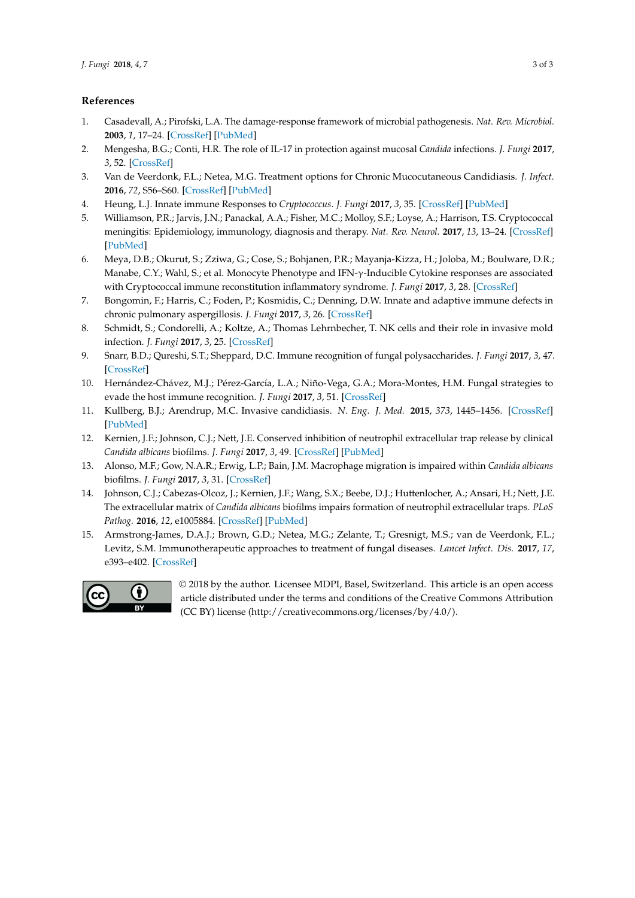## References

1. Casadevall, A.; Pirofski, L.A. The damage-response framework of microbial pathogenesis. *Nat. Rev. Microbiol.* **2003**, *1*, 17–24. [CrossRef] [PubMed]
2. Mengesha, B.G.; Conti, H.R. The role of IL-17 in protection against mucosal *Candida* infections. *J. Fungi* **2017**, *3*, 52. [CrossRef]
3. Van de Veerdonk, F.L.; Netea, M.G. Treatment options for Chronic Mucocutaneous Candidiasis. *J. Infect.* **2016**, *72*, S56–S60. [CrossRef] [PubMed]
4. Heung, L.J. Innate immune Responses to *Cryptococcus*. *J. Fungi* **2017**, *3*, 35. [CrossRef] [PubMed]
5. Williamson, P.R.; Jarvis, J.N.; Panackal, A.A.; Fisher, M.C.; Molloy, S.F.; Loyse, A.; Harrison, T.S. Cryptococcal meningitis: Epidemiology, immunology, diagnosis and therapy. *Nat. Rev. Neurol.* **2017**, *13*, 13–24. [CrossRef] [PubMed]
6. Meya, D.B.; Okurut, S.; Zziwa, G.; Cose, S.; Bohjanen, P.R.; Mayanja-Kizza, H.; Joloba, M.; Boulware, D.R.; Manabe, C.Y.; Wahl, S.; et al. Monocyte Phenotype and IFN-γ-Inducible Cytokine responses are associated with Cryptococcal immune reconstitution inflammatory syndrome. *J. Fungi* **2017**, *3*, 28. [CrossRef]
7. Bongomin, F.; Harris, C.; Foden, P.; Kosmidis, C.; Denning, D.W. Innate and adaptive immune defects in chronic pulmonary aspergillosis. *J. Fungi* **2017**, *3*, 26. [CrossRef]
8. Schmidt, S.; Condorelli, A.; Koltze, A.; Thomas Lehrnbecher, T. NK cells and their role in invasive mold infection. *J. Fungi* **2017**, *3*, 25. [CrossRef]
9. Snarr, B.D.; Qureshi, S.T.; Sheppard, D.C. Immune recognition of fungal polysaccharides. *J. Fungi* **2017**, *3*, 47. [CrossRef]
10. Hernández-Chávez, M.J.; Pérez-García, L.A.; Niño-Vega, G.A.; Mora-Montes, H.M. Fungal strategies to evade the host immune recognition. *J. Fungi* **2017**, *3*, 51. [CrossRef]
11. Kullberg, B.J.; Arendrup, M.C. Invasive candidiasis. *N. Eng. J. Med.* **2015**, *373*, 1445–1456. [CrossRef] [PubMed]
12. Kernien, J.F.; Johnson, C.J.; Nett, J.E. Conserved inhibition of neutrophil extracellular trap release by clinical *Candida albicans* biofilms. *J. Fungi* **2017**, *3*, 49. [CrossRef] [PubMed]
13. Alonso, M.F.; Gow, N.A.R.; Erwig, L.P.; Bain, J.M. Macrophage migration is impaired within *Candida albicans* biofilms. *J. Fungi* **2017**, *3*, 31. [CrossRef]
14. Johnson, C.J.; Cabezas-Olcoz, J.; Kernien, J.F.; Wang, S.X.; Beebe, D.J.; Huttenlocher, A.; Ansari, H.; Nett, J.E. The extracellular matrix of *Candida albicans* biofilms impairs formation of neutrophil extracellular traps. *PLoS Pathog.* **2016**, *12*, e1005884. [CrossRef] [PubMed]
15. Armstrong-James, D.A.J.; Brown, G.D.; Netea, M.G.; Zelante, T.; Gresnigt, M.S.; van de Veerdonk, F.L.; Levitz, S.M. Immunotherapeutic approaches to treatment of fungal diseases. *Lancet Infect. Dis.* **2017**, *17*, e393–e402. [CrossRef]

© 2018 by the author. Licensee MDPI, Basel, Switzerland. This article is an open access article distributed under the terms and conditions of the Creative Commons Attribution (CC BY) license (http://creativecommons.org/licenses/by/4.0/).